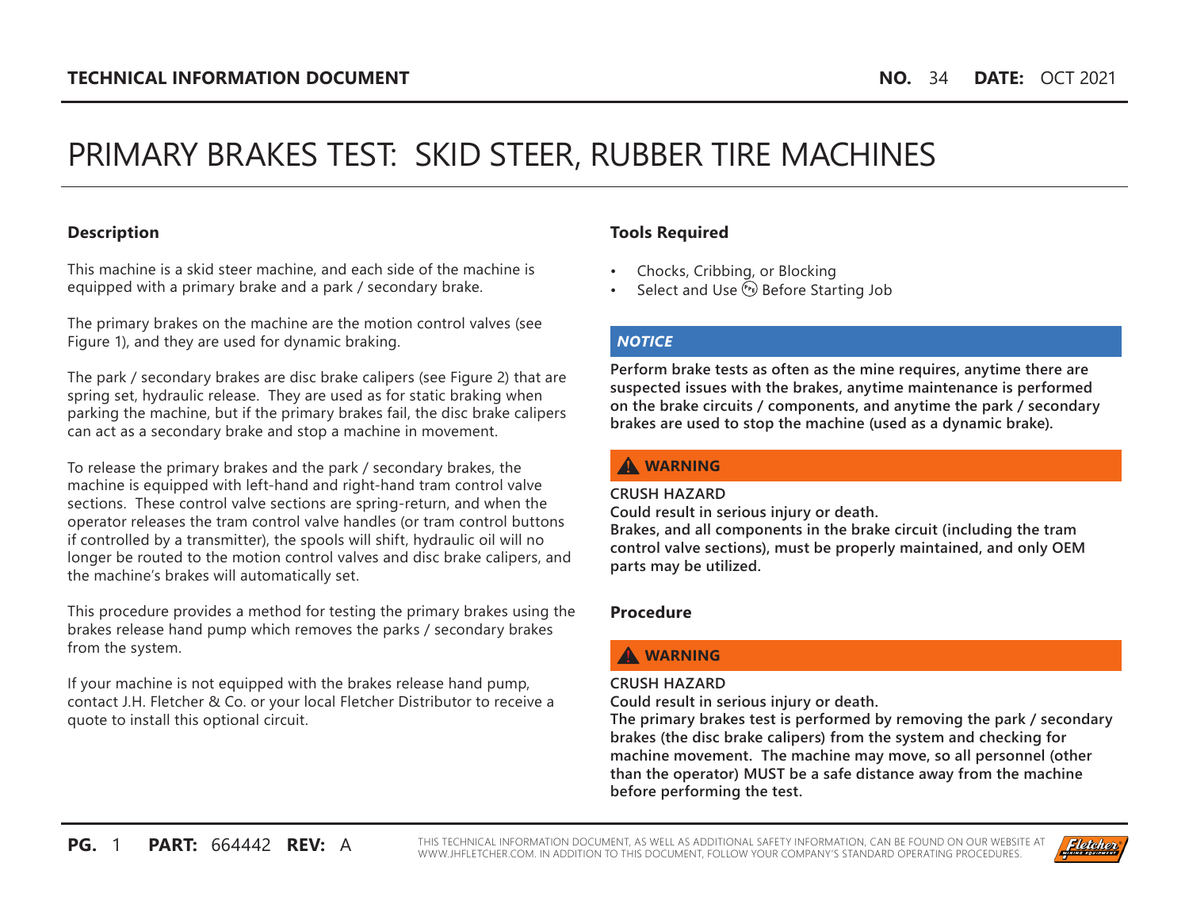**TECHNICAL INFORMATION DOCUMENT** **NO.** 34 **DATE:** OCT 2021

# PRIMARY BRAKES TEST: SKID STEER, RUBBER TIRE MACHINES

## Description

This machine is a skid steer machine, and each side of the machine is equipped with a primary brake and a park / secondary brake.

The primary brakes on the machine are the motion control valves (see Figure 1), and they are used for dynamic braking.

The park / secondary brakes are disc brake calipers (see Figure 2) that are spring set, hydraulic release. They are used as for static braking when parking the machine, but if the primary brakes fail, the disc brake calipers can act as a secondary brake and stop a machine in movement.

To release the primary brakes and the park / secondary brakes, the machine is equipped with left-hand and right-hand tram control valve sections. These control valve sections are spring-return, and when the operator releases the tram control valve handles (or tram control buttons if controlled by a transmitter), the spools will shift, hydraulic oil will no longer be routed to the motion control valves and disc brake calipers, and the machine's brakes will automatically set.

This procedure provides a method for testing the primary brakes using the brakes release hand pump which removes the parks / secondary brakes from the system.

If your machine is not equipped with the brakes release hand pump, contact J.H. Fletcher & Co. or your local Fletcher Distributor to receive a quote to install this optional circuit.

## Tools Required

- Chocks, Cribbing, or Blocking
- Select and Use PPE Before Starting Job

***NOTICE***

**Perform brake tests as often as the mine requires, anytime there are suspected issues with the brakes, anytime maintenance is performed on the brake circuits / components, and anytime the park / secondary brakes are used to stop the machine (used as a dynamic brake).**

**⚠ WARNING**

**CRUSH HAZARD**
**Could result in serious injury or death.**
**Brakes, and all components in the brake circuit (including the tram control valve sections), must be properly maintained, and only OEM parts may be utilized.**

## Procedure

**⚠ WARNING**

**CRUSH HAZARD**
**Could result in serious injury or death.**
**The primary brakes test is performed by removing the park / secondary brakes (the disc brake calipers) from the system and checking for machine movement. The machine may move, so all personnel (other than the operator) MUST be a safe distance away from the machine before performing the test.**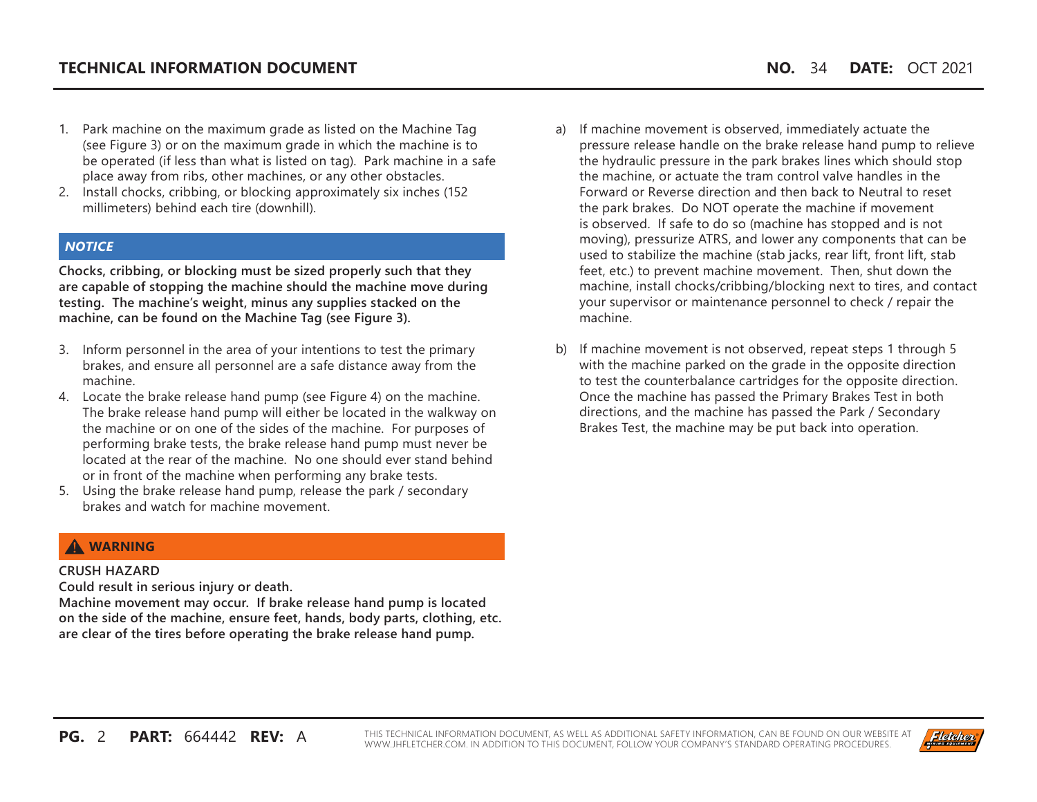1. Park machine on the maximum grade as listed on the Machine Tag (see Figure 3) or on the maximum grade in which the machine is to be operated (if less than what is listed on tag). Park machine in a safe place away from ribs, other machines, or any other obstacles.
2. Install chocks, cribbing, or blocking approximately six inches (152 millimeters) behind each tire (downhill).

***NOTICE***

**Chocks, cribbing, or blocking must be sized properly such that they are capable of stopping the machine should the machine move during testing. The machine's weight, minus any supplies stacked on the machine, can be found on the Machine Tag (see Figure 3).**

3. Inform personnel in the area of your intentions to test the primary brakes, and ensure all personnel are a safe distance away from the machine.
4. Locate the brake release hand pump (see Figure 4) on the machine. The brake release hand pump will either be located in the walkway on the machine or on one of the sides of the machine. For purposes of performing brake tests, the brake release hand pump must never be located at the rear of the machine. No one should ever stand behind or in front of the machine when performing any brake tests.
5. Using the brake release hand pump, release the park / secondary brakes and watch for machine movement.

**⚠ WARNING**

**CRUSH HAZARD**

**Could result in serious injury or death.**

**Machine movement may occur. If brake release hand pump is located on the side of the machine, ensure feet, hands, body parts, clothing, etc. are clear of the tires before operating the brake release hand pump.**

a) If machine movement is observed, immediately actuate the pressure release handle on the brake release hand pump to relieve the hydraulic pressure in the park brakes lines which should stop the machine, or actuate the tram control valve handles in the Forward or Reverse direction and then back to Neutral to reset the park brakes. Do NOT operate the machine if movement is observed. If safe to do so (machine has stopped and is not moving), pressurize ATRS, and lower any components that can be used to stabilize the machine (stab jacks, rear lift, front lift, stab feet, etc.) to prevent machine movement. Then, shut down the machine, install chocks/cribbing/blocking next to tires, and contact your supervisor or maintenance personnel to check / repair the machine.

b) If machine movement is not observed, repeat steps 1 through 5 with the machine parked on the grade in the opposite direction to test the counterbalance cartridges for the opposite direction. Once the machine has passed the Primary Brakes Test in both directions, and the machine has passed the Park / Secondary Brakes Test, the machine may be put back into operation.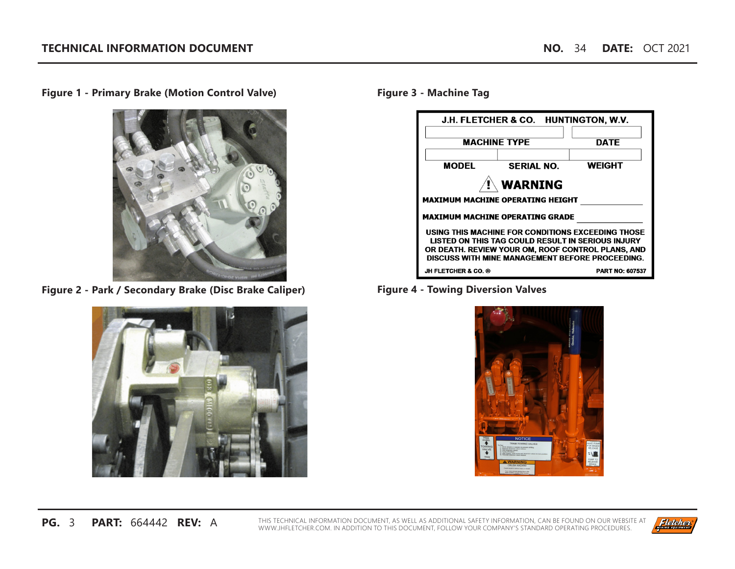**Figure 1 - Primary Brake (Motion Control Valve)**

**Figure 2 - Park / Secondary Brake (Disc Brake Caliper)**

**Figure 3 - Machine Tag**

J.H. FLETCHER & CO. HUNTINGTON, W.V.

| MACHINE TYPE | | DATE |
|---|---|---|
| MODEL | SERIAL NO. | WEIGHT |

⚠ WARNING

MAXIMUM MACHINE OPERATING HEIGHT ____________

MAXIMUM MACHINE OPERATING GRADE ____________

USING THIS MACHINE FOR CONDITIONS EXCEEDING THOSE LISTED ON THIS TAG COULD RESULT IN SERIOUS INJURY OR DEATH. REVIEW YOUR OM, ROOF CONTROL PLANS, AND DISCUSS WITH MINE MANAGEMENT BEFORE PROCEEDING.

JH FLETCHER & CO. ® PART NO: 607537

**Figure 4 - Towing Diversion Valves**